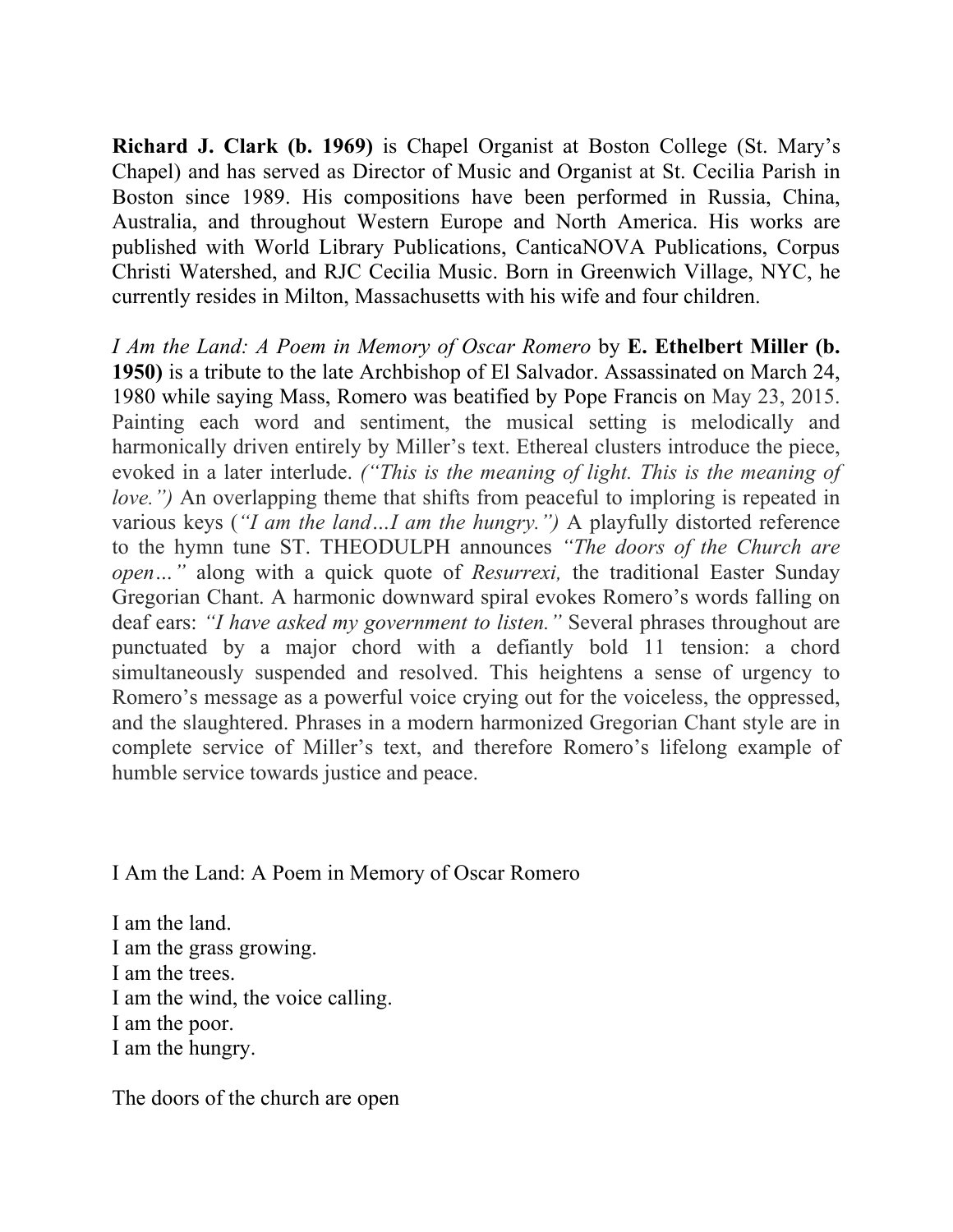**Richard J. Clark (b. 1969)** is Chapel Organist at Boston College (St. Mary's Chapel) and has served as Director of Music and Organist at St. Cecilia Parish in Boston since 1989. His compositions have been performed in Russia, China, Australia, and throughout Western Europe and North America. His works are published with World Library Publications, CanticaNOVA Publications, Corpus Christi Watershed, and RJC Cecilia Music. Born in Greenwich Village, NYC, he currently resides in Milton, Massachusetts with his wife and four children.

*I Am the Land: A Poem in Memory of Oscar Romero* by **E. Ethelbert Miller (b. 1950)** is a tribute to the late Archbishop of El Salvador. Assassinated on March 24, 1980 while saying Mass, Romero was beatified by Pope Francis on May 23, 2015. Painting each word and sentiment, the musical setting is melodically and harmonically driven entirely by Miller's text. Ethereal clusters introduce the piece, evoked in a later interlude. *("This is the meaning of light. This is the meaning of love.")* An overlapping theme that shifts from peaceful to imploring is repeated in various keys (*"I am the land…I am the hungry.")* A playfully distorted reference to the hymn tune ST. THEODULPH announces *"The doors of the Church are open…"* along with a quick quote of *Resurrexi,* the traditional Easter Sunday Gregorian Chant. A harmonic downward spiral evokes Romero's words falling on deaf ears: *"I have asked my government to listen."* Several phrases throughout are punctuated by a major chord with a defiantly bold 11 tension: a chord simultaneously suspended and resolved. This heightens a sense of urgency to Romero's message as a powerful voice crying out for the voiceless, the oppressed, and the slaughtered. Phrases in a modern harmonized Gregorian Chant style are in complete service of Miller's text, and therefore Romero's lifelong example of humble service towards justice and peace.

I Am the Land: A Poem in Memory of Oscar Romero

I am the land.  
I am the grass growing.  
I am the trees.  
I am the wind, the voice calling.  
I am the poor.  
I am the hungry.

The doors of the church are open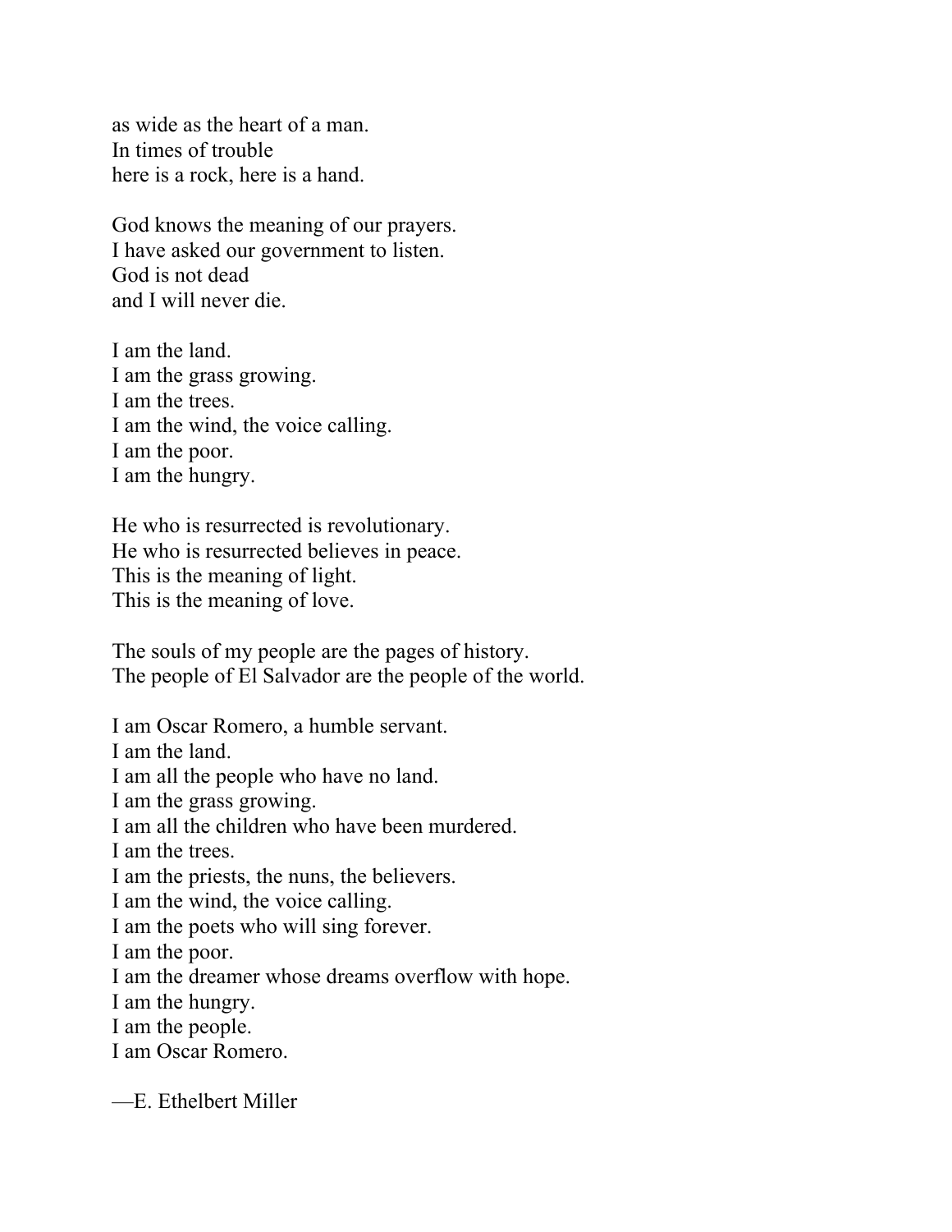as wide as the heart of a man.  
In times of trouble  
here is a rock, here is a hand.

God knows the meaning of our prayers.  
I have asked our government to listen.  
God is not dead  
and I will never die.

I am the land.  
I am the grass growing.  
I am the trees.  
I am the wind, the voice calling.  
I am the poor.  
I am the hungry.

He who is resurrected is revolutionary.  
He who is resurrected believes in peace.  
This is the meaning of light.  
This is the meaning of love.

The souls of my people are the pages of history.  
The people of El Salvador are the people of the world.

I am Oscar Romero, a humble servant.  
I am the land.  
I am all the people who have no land.  
I am the grass growing.  
I am all the children who have been murdered.  
I am the trees.  
I am the priests, the nuns, the believers.  
I am the wind, the voice calling.  
I am the poets who will sing forever.  
I am the poor.  
I am the dreamer whose dreams overflow with hope.  
I am the hungry.  
I am the people.  
I am Oscar Romero.

—E. Ethelbert Miller